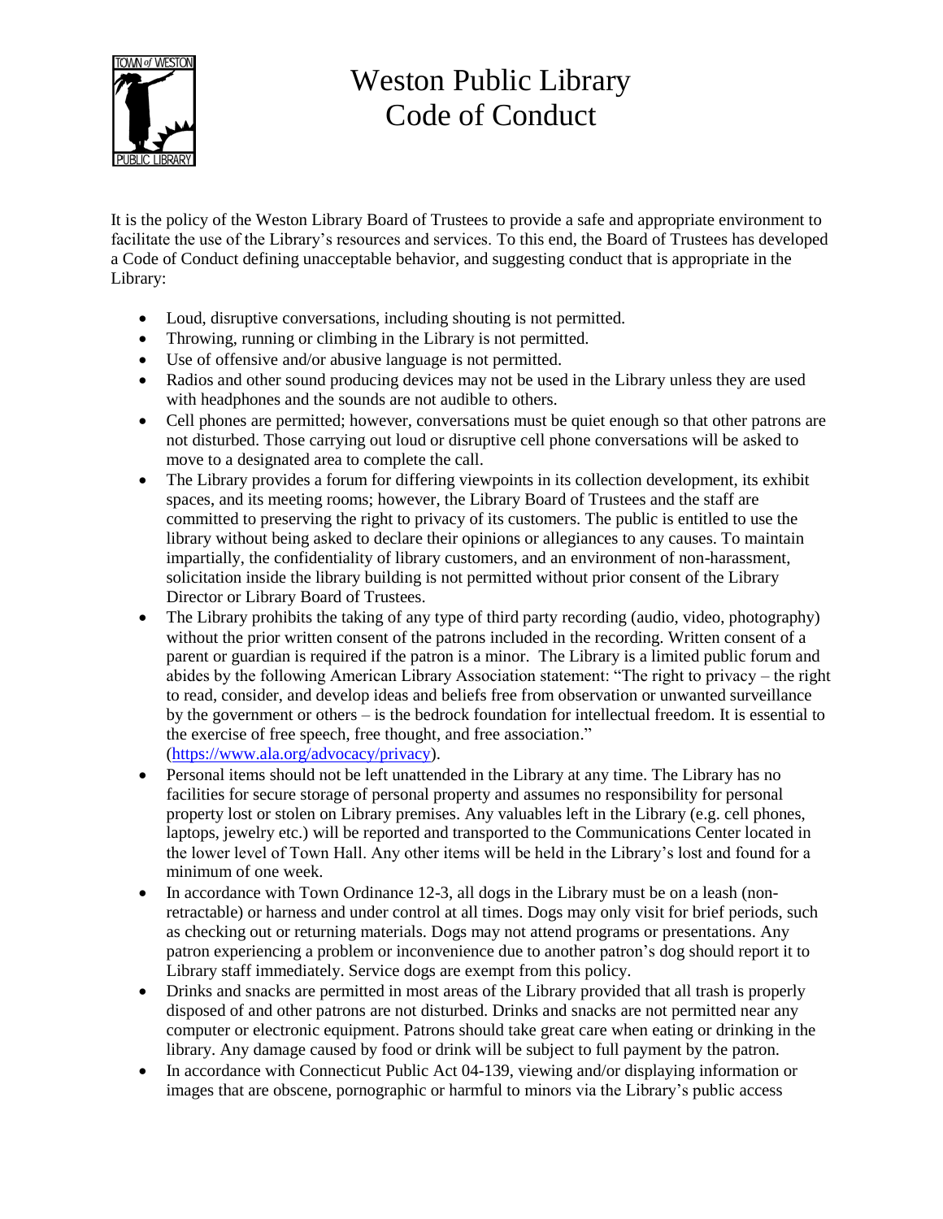# Weston Public Library
# Code of Conduct

It is the policy of the Weston Library Board of Trustees to provide a safe and appropriate environment to facilitate the use of the Library's resources and services. To this end, the Board of Trustees has developed a Code of Conduct defining unacceptable behavior, and suggesting conduct that is appropriate in the Library:

- Loud, disruptive conversations, including shouting is not permitted.
- Throwing, running or climbing in the Library is not permitted.
- Use of offensive and/or abusive language is not permitted.
- Radios and other sound producing devices may not be used in the Library unless they are used with headphones and the sounds are not audible to others.
- Cell phones are permitted; however, conversations must be quiet enough so that other patrons are not disturbed. Those carrying out loud or disruptive cell phone conversations will be asked to move to a designated area to complete the call.
- The Library provides a forum for differing viewpoints in its collection development, its exhibit spaces, and its meeting rooms; however, the Library Board of Trustees and the staff are committed to preserving the right to privacy of its customers. The public is entitled to use the library without being asked to declare their opinions or allegiances to any causes. To maintain impartially, the confidentiality of library customers, and an environment of non-harassment, solicitation inside the library building is not permitted without prior consent of the Library Director or Library Board of Trustees.
- The Library prohibits the taking of any type of third party recording (audio, video, photography) without the prior written consent of the patrons included in the recording. Written consent of a parent or guardian is required if the patron is a minor. The Library is a limited public forum and abides by the following American Library Association statement: "The right to privacy – the right to read, consider, and develop ideas and beliefs free from observation or unwanted surveillance by the government or others – is the bedrock foundation for intellectual freedom. It is essential to the exercise of free speech, free thought, and free association." ([https://www.ala.org/advocacy/privacy](https://www.ala.org/advocacy/privacy)).
- Personal items should not be left unattended in the Library at any time. The Library has no facilities for secure storage of personal property and assumes no responsibility for personal property lost or stolen on Library premises. Any valuables left in the Library (e.g. cell phones, laptops, jewelry etc.) will be reported and transported to the Communications Center located in the lower level of Town Hall. Any other items will be held in the Library's lost and found for a minimum of one week.
- In accordance with Town Ordinance 12-3, all dogs in the Library must be on a leash (non-retractable) or harness and under control at all times. Dogs may only visit for brief periods, such as checking out or returning materials. Dogs may not attend programs or presentations. Any patron experiencing a problem or inconvenience due to another patron's dog should report it to Library staff immediately. Service dogs are exempt from this policy.
- Drinks and snacks are permitted in most areas of the Library provided that all trash is properly disposed of and other patrons are not disturbed. Drinks and snacks are not permitted near any computer or electronic equipment. Patrons should take great care when eating or drinking in the library. Any damage caused by food or drink will be subject to full payment by the patron.
- In accordance with Connecticut Public Act 04-139, viewing and/or displaying information or images that are obscene, pornographic or harmful to minors via the Library's public access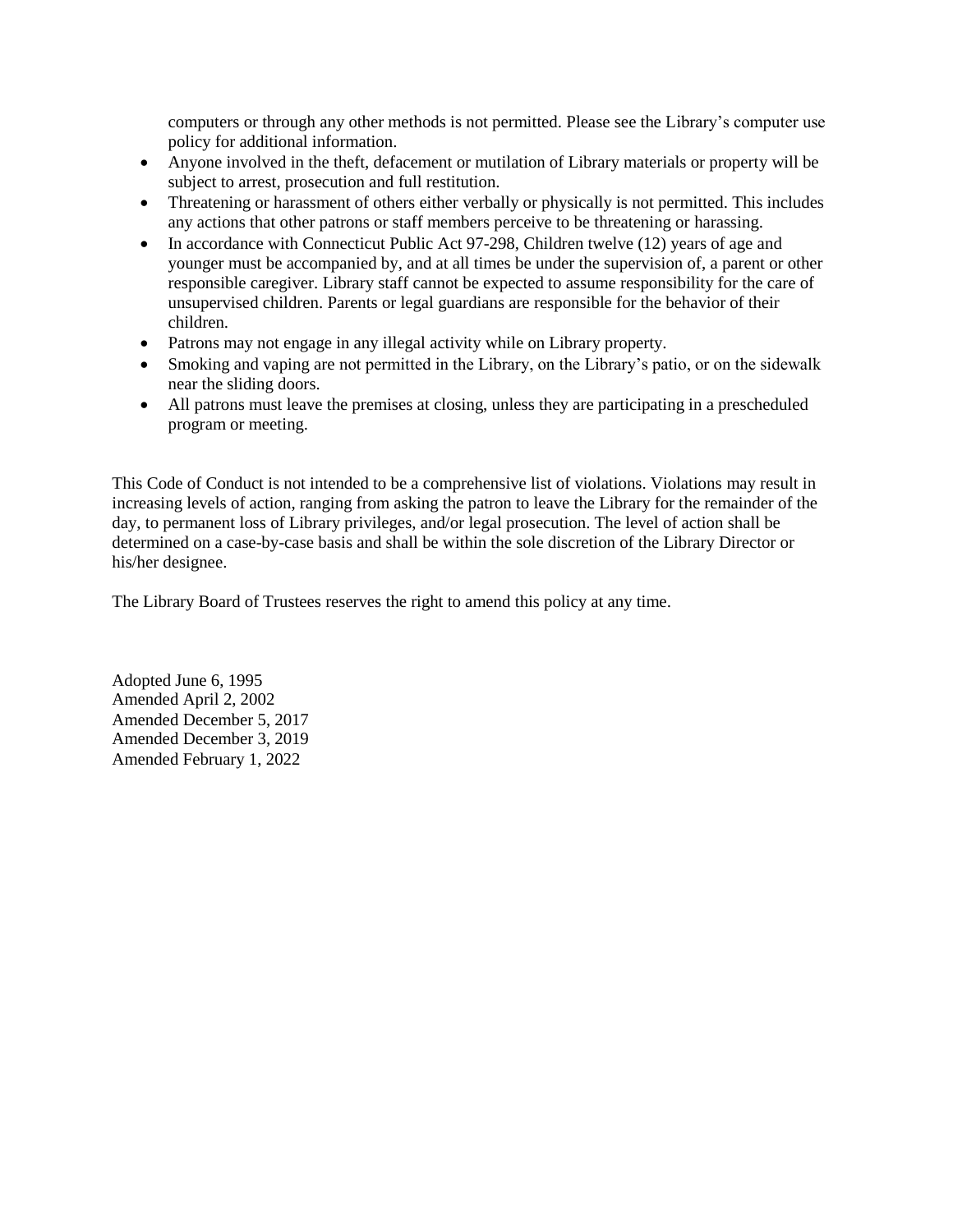computers or through any other methods is not permitted. Please see the Library's computer use policy for additional information.

- Anyone involved in the theft, defacement or mutilation of Library materials or property will be subject to arrest, prosecution and full restitution.
- Threatening or harassment of others either verbally or physically is not permitted. This includes any actions that other patrons or staff members perceive to be threatening or harassing.
- In accordance with Connecticut Public Act 97-298, Children twelve (12) years of age and younger must be accompanied by, and at all times be under the supervision of, a parent or other responsible caregiver. Library staff cannot be expected to assume responsibility for the care of unsupervised children. Parents or legal guardians are responsible for the behavior of their children.
- Patrons may not engage in any illegal activity while on Library property.
- Smoking and vaping are not permitted in the Library, on the Library's patio, or on the sidewalk near the sliding doors.
- All patrons must leave the premises at closing, unless they are participating in a prescheduled program or meeting.

This Code of Conduct is not intended to be a comprehensive list of violations. Violations may result in increasing levels of action, ranging from asking the patron to leave the Library for the remainder of the day, to permanent loss of Library privileges, and/or legal prosecution. The level of action shall be determined on a case-by-case basis and shall be within the sole discretion of the Library Director or his/her designee.

The Library Board of Trustees reserves the right to amend this policy at any time.

Adopted June 6, 1995
Amended April 2, 2002
Amended December 5, 2017
Amended December 3, 2019
Amended February 1, 2022